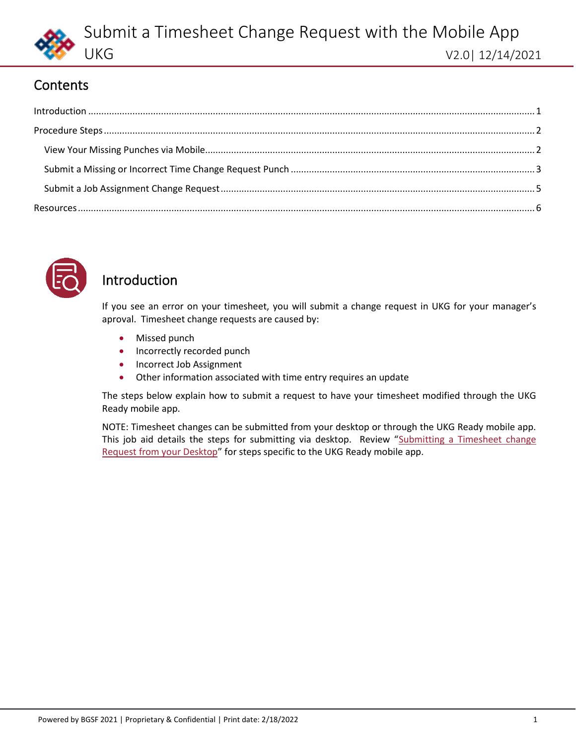# Submit a Timesheet Change Request with the Mobile App

UKG

V2.0| 12/14/2021

## Contents

Introduction ........ 1

Procedure Steps ........ 2

- View Your Missing Punches via Mobile ........ 2
- Submit a Missing or Incorrect Time Change Request Punch ........ 3
- Submit a Job Assignment Change Request ........ 5

Resources ........ 6

## Introduction

If you see an error on your timesheet, you will submit a change request in UKG for your manager's aproval. Timesheet change requests are caused by:

- Missed punch
- Incorrectly recorded punch
- Incorrect Job Assignment
- Other information associated with time entry requires an update

The steps below explain how to submit a request to have your timesheet modified through the UKG Ready mobile app.

NOTE: Timesheet changes can be submitted from your desktop or through the UKG Ready mobile app. This job aid details the steps for submitting via desktop. Review "Submitting a Timesheet change Request from your Desktop" for steps specific to the UKG Ready mobile app.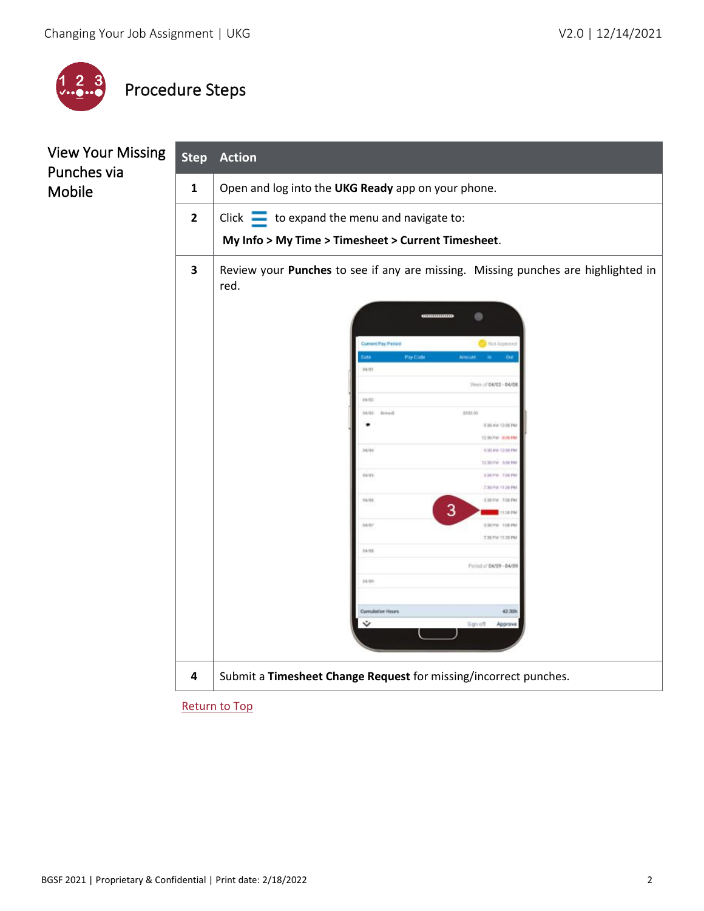## Procedure Steps

### View Your Missing Punches via Mobile

| Step | Action |
|---|---|
| 1 | Open and log into the **UKG Ready** app on your phone. |
| 2 | Click ☰ to expand the menu and navigate to: **My Info > My Time > Timesheet > Current Timesheet**. |
| 3 | Review your **Punches** to see if any are missing. Missing punches are highlighted in red. |
| 4 | Submit a **Timesheet Change Request** for missing/incorrect punches. |

Return to Top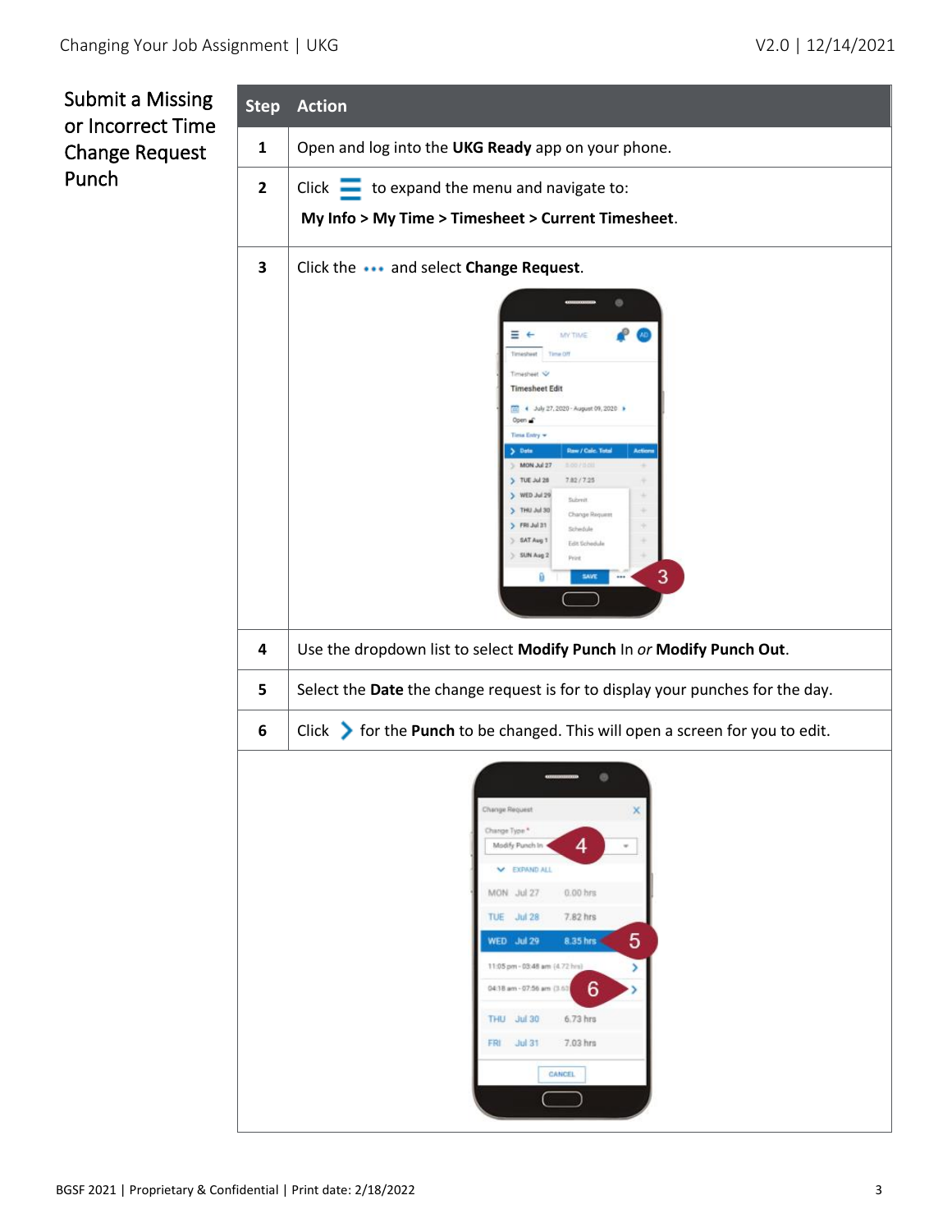## Submit a Missing or Incorrect Time Change Request Punch

| Step | Action |
|---|---|
| 1 | Open and log into the **UKG Ready** app on your phone. |
| 2 | Click ☰ to expand the menu and navigate to: **My Info > My Time > Timesheet > Current Timesheet**. |
| 3 | Click the ••• and select **Change Request**. |
| 4 | Use the dropdown list to select **Modify Punch** In *or* **Modify Punch Out**. |
| 5 | Select the **Date** the change request is for to display your punches for the day. |
| 6 | Click › for the **Punch** to be changed. This will open a screen for you to edit. |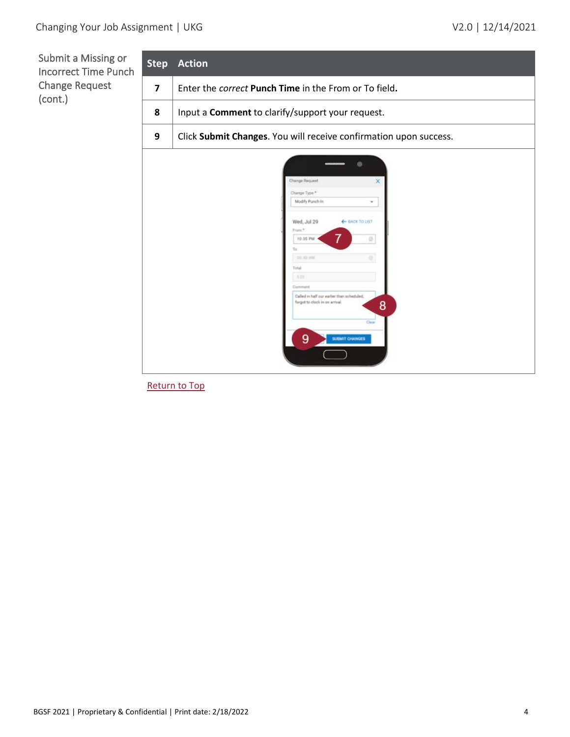Submit a Missing or Incorrect Time Punch Change Request (cont.)

| Step | Action |
|---|---|
| 7 | Enter the *correct* **Punch Time** in the From or To field**.** |
| 8 | Input a **Comment** to clarify/support your request. |
| 9 | Click **Submit Changes**. You will receive confirmation upon success. |

Return to Top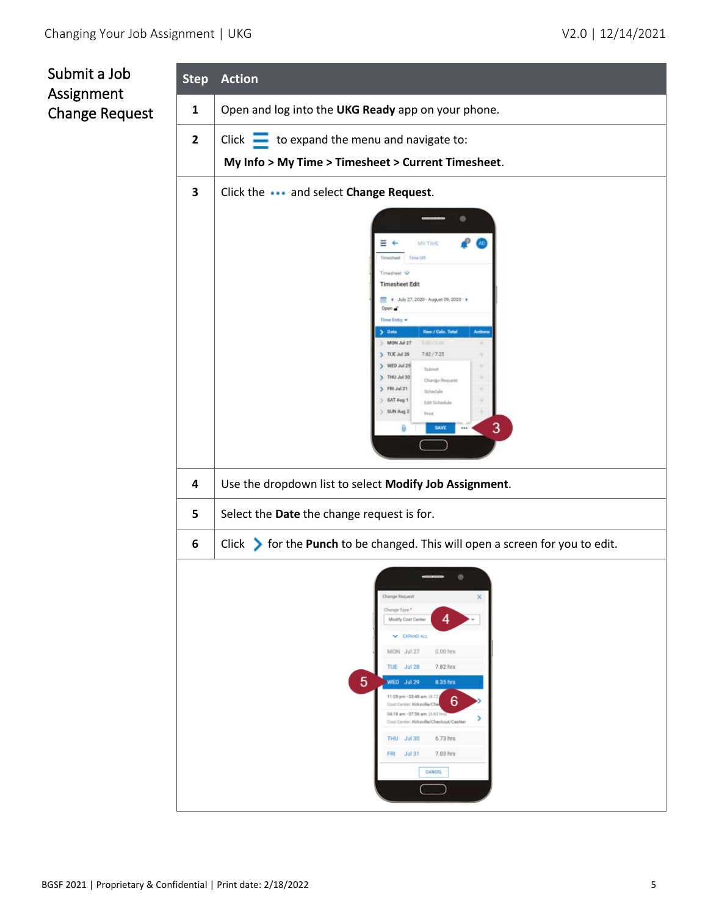## Submit a Job Assignment Change Request

| Step | Action |
|---|---|
| 1 | Open and log into the **UKG Ready** app on your phone. |
| 2 | Click ☰ to expand the menu and navigate to: **My Info > My Time > Timesheet > Current Timesheet**. |
| 3 | Click the ••• and select **Change Request**. |
| 4 | Use the dropdown list to select **Modify Job Assignment**. |
| 5 | Select the **Date** the change request is for. |
| 6 | Click ❯ for the **Punch** to be changed. This will open a screen for you to edit. |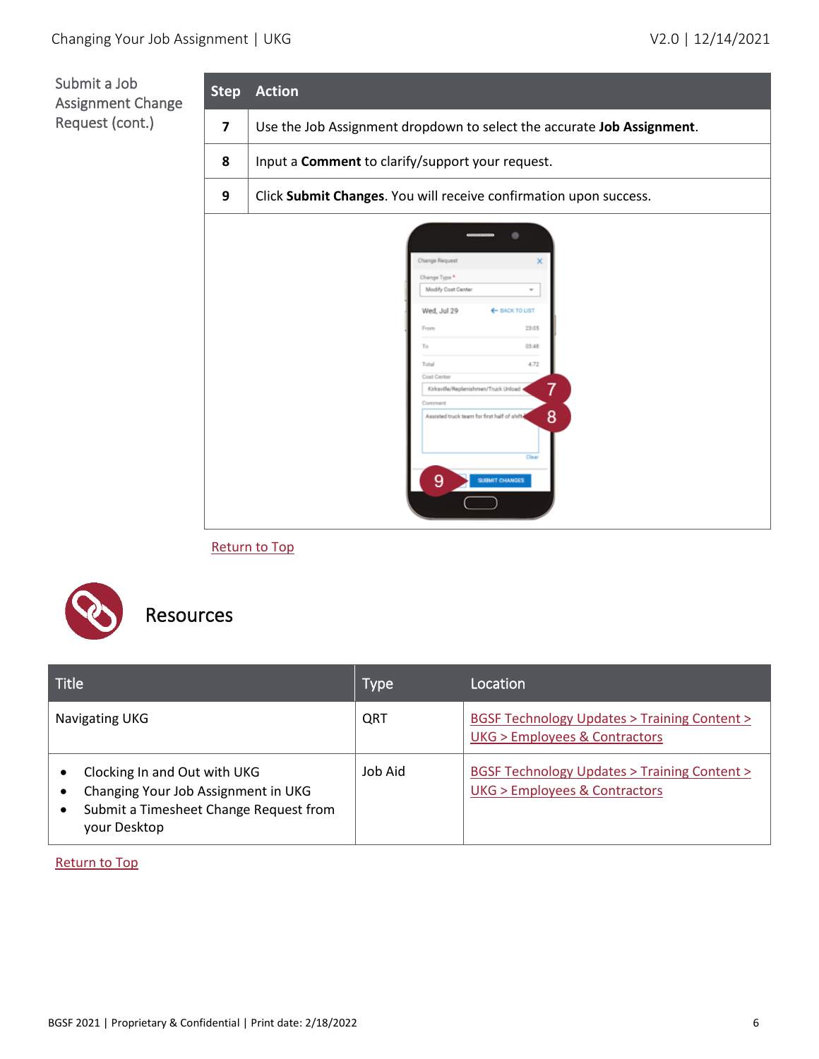Submit a Job Assignment Change Request (cont.)

| Step | Action |
| --- | --- |
| 7 | Use the Job Assignment dropdown to select the accurate **Job Assignment**. |
| 8 | Input a **Comment** to clarify/support your request. |
| 9 | Click **Submit Changes**. You will receive confirmation upon success. |

Return to Top

## Resources

| Title | Type | Location |
| --- | --- | --- |
| Navigating UKG | QRT | BGSF Technology Updates > Training Content > UKG > Employees & Contractors |
| • Clocking In and Out with UKG<br>• Changing Your Job Assignment in UKG<br>• Submit a Timesheet Change Request from your Desktop | Job Aid | BGSF Technology Updates > Training Content > UKG > Employees & Contractors |

Return to Top